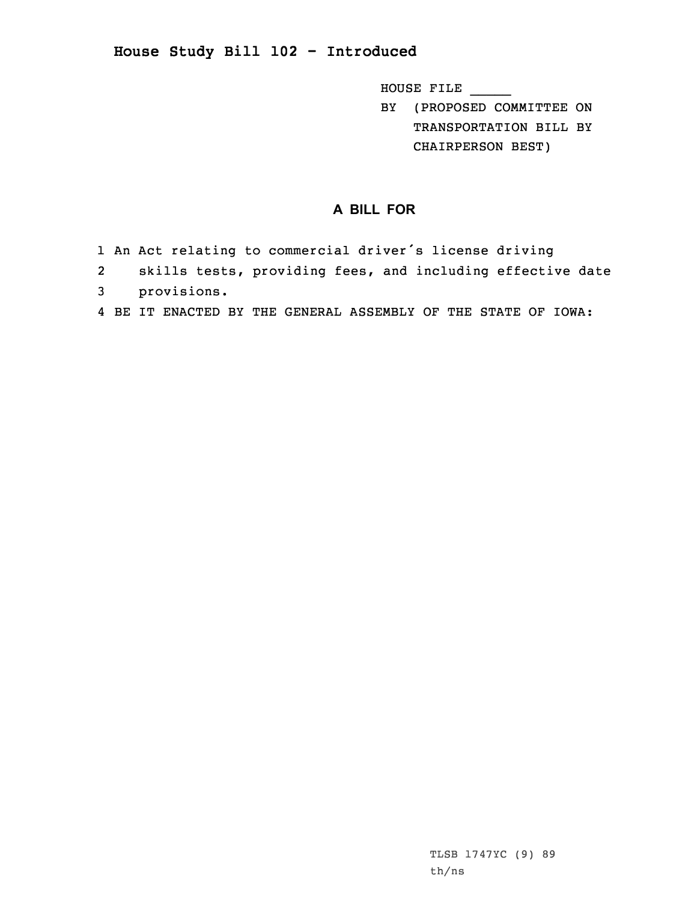# House Study Bill 102 - Introduced

HOUSE FILE _____
BY (PROPOSED COMMITTEE ON TRANSPORTATION BILL BY CHAIRPERSON BEST)

## A BILL FOR

1 An Act relating to commercial driver's license driving
2 skills tests, providing fees, and including effective date
3 provisions.
4 BE IT ENACTED BY THE GENERAL ASSEMBLY OF THE STATE OF IOWA:

TLSB 1747YC (9) 89
th/ns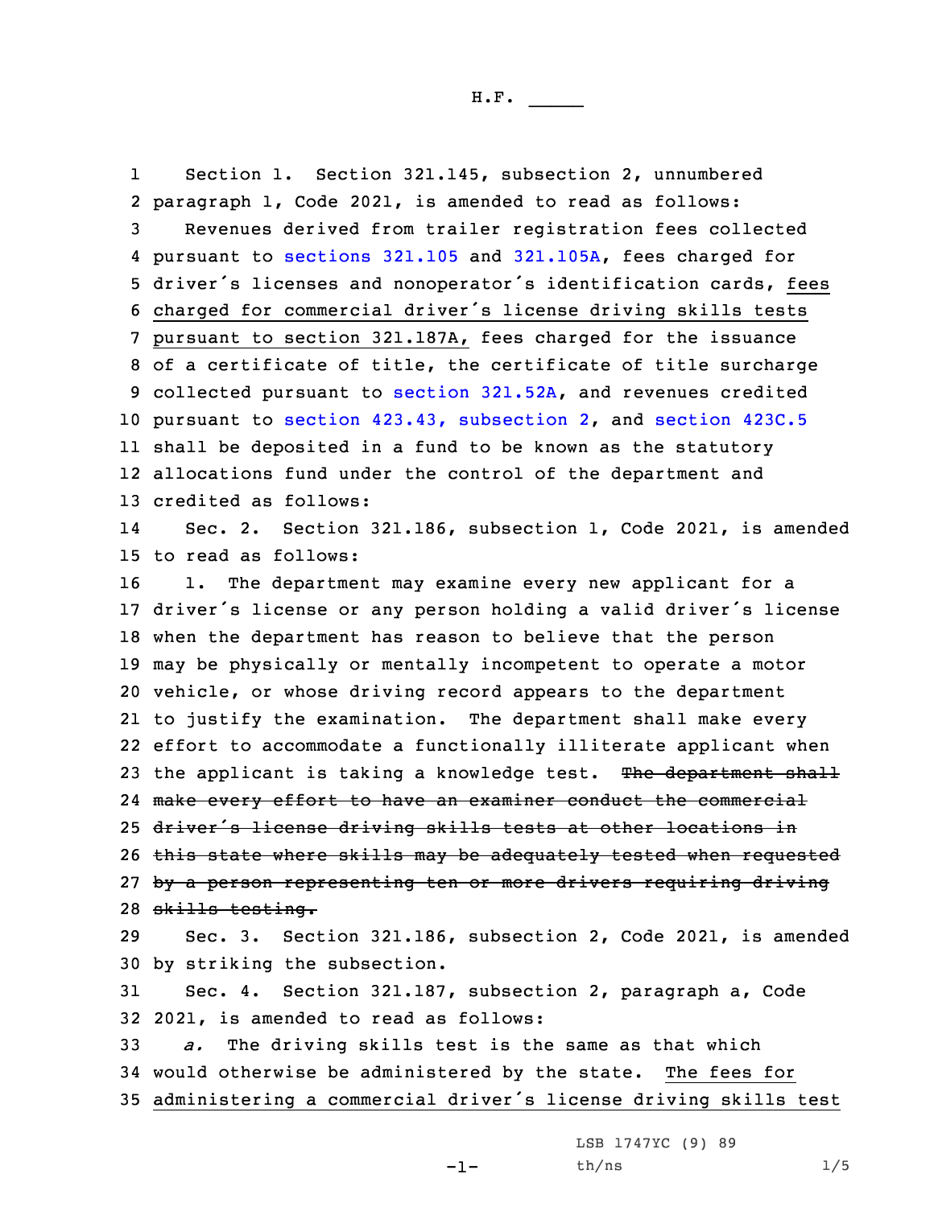Section 1. Section 321.145, subsection 2, unnumbered paragraph 1, Code 2021, is amended to read as follows:

Revenues derived from trailer registration fees collected pursuant to sections 321.105 and 321.105A, fees charged for driver's licenses and nonoperator's identification cards, fees charged for commercial driver's license driving skills tests pursuant to section 321.187A, fees charged for the issuance of a certificate of title, the certificate of title surcharge collected pursuant to section 321.52A, and revenues credited pursuant to section 423.43, subsection 2, and section 423C.5 shall be deposited in a fund to be known as the statutory allocations fund under the control of the department and credited as follows:

Sec. 2. Section 321.186, subsection 1, Code 2021, is amended to read as follows:

1. The department may examine every new applicant for a driver's license or any person holding a valid driver's license when the department has reason to believe that the person may be physically or mentally incompetent to operate a motor vehicle, or whose driving record appears to the department to justify the examination. The department shall make every effort to accommodate a functionally illiterate applicant when the applicant is taking a knowledge test. ~~The department shall make every effort to have an examiner conduct the commercial driver's license driving skills tests at other locations in this state where skills may be adequately tested when requested by a person representing ten or more drivers requiring driving skills testing.~~

Sec. 3. Section 321.186, subsection 2, Code 2021, is amended by striking the subsection.

Sec. 4. Section 321.187, subsection 2, paragraph a, Code 2021, is amended to read as follows:

*a.* The driving skills test is the same as that which would otherwise be administered by the state. The fees for administering a commercial driver's license driving skills test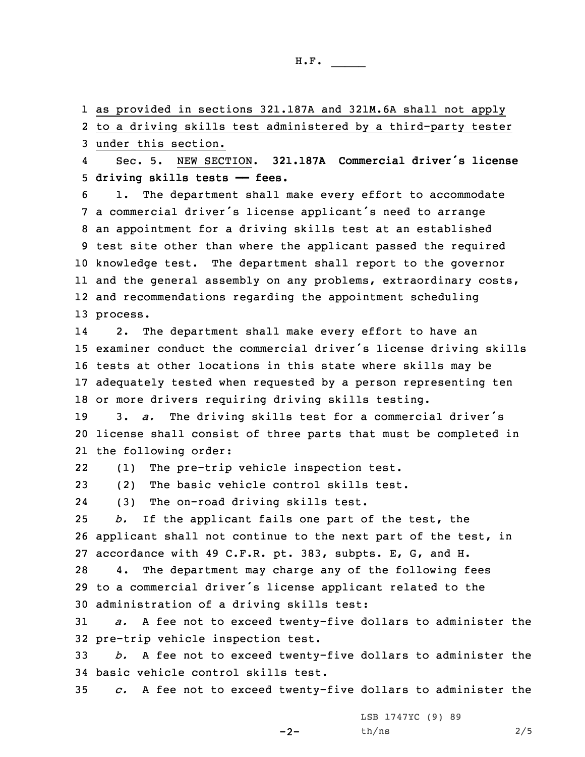as provided in sections 321.187A and 321M.6A shall not apply to a driving skills test administered by a third-party tester under this section.

Sec. 5. NEW SECTION. **321.187A Commercial driver's license driving skills tests —— fees.**

1. The department shall make every effort to accommodate a commercial driver's license applicant's need to arrange an appointment for a driving skills test at an established test site other than where the applicant passed the required knowledge test. The department shall report to the governor and the general assembly on any problems, extraordinary costs, and recommendations regarding the appointment scheduling process.

2. The department shall make every effort to have an examiner conduct the commercial driver's license driving skills tests at other locations in this state where skills may be adequately tested when requested by a person representing ten or more drivers requiring driving skills testing.

3. *a.* The driving skills test for a commercial driver's license shall consist of three parts that must be completed in the following order:

(1) The pre-trip vehicle inspection test.

(2) The basic vehicle control skills test.

(3) The on-road driving skills test.

*b.* If the applicant fails one part of the test, the applicant shall not continue to the next part of the test, in accordance with 49 C.F.R. pt. 383, subpts. E, G, and H.

4. The department may charge any of the following fees to a commercial driver's license applicant related to the administration of a driving skills test:

*a.* A fee not to exceed twenty-five dollars to administer the pre-trip vehicle inspection test.

*b.* A fee not to exceed twenty-five dollars to administer the basic vehicle control skills test.

*c.* A fee not to exceed twenty-five dollars to administer the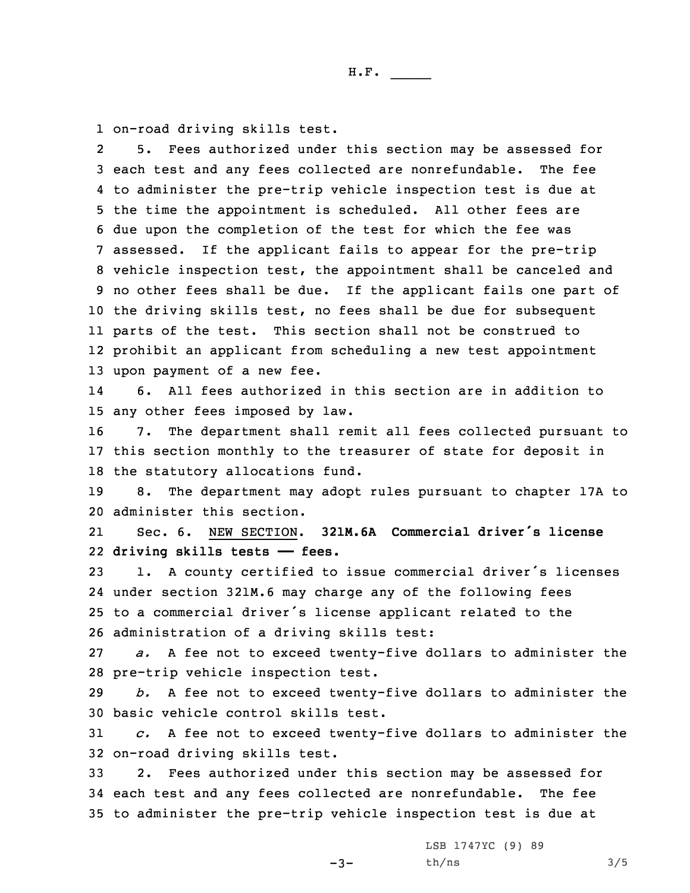on-road driving skills test.

5. Fees authorized under this section may be assessed for each test and any fees collected are nonrefundable. The fee to administer the pre-trip vehicle inspection test is due at the time the appointment is scheduled. All other fees are due upon the completion of the test for which the fee was assessed. If the applicant fails to appear for the pre-trip vehicle inspection test, the appointment shall be canceled and no other fees shall be due. If the applicant fails one part of the driving skills test, no fees shall be due for subsequent parts of the test. This section shall not be construed to prohibit an applicant from scheduling a new test appointment upon payment of a new fee.

6. All fees authorized in this section are in addition to any other fees imposed by law.

7. The department shall remit all fees collected pursuant to this section monthly to the treasurer of state for deposit in the statutory allocations fund.

8. The department may adopt rules pursuant to chapter 17A to administer this section.

Sec. 6. NEW SECTION. **321M.6A Commercial driver's license driving skills tests —— fees.**

1. A county certified to issue commercial driver's licenses under section 321M.6 may charge any of the following fees to a commercial driver's license applicant related to the administration of a driving skills test:

*a.* A fee not to exceed twenty-five dollars to administer the pre-trip vehicle inspection test.

*b.* A fee not to exceed twenty-five dollars to administer the basic vehicle control skills test.

*c.* A fee not to exceed twenty-five dollars to administer the on-road driving skills test.

2. Fees authorized under this section may be assessed for each test and any fees collected are nonrefundable. The fee to administer the pre-trip vehicle inspection test is due at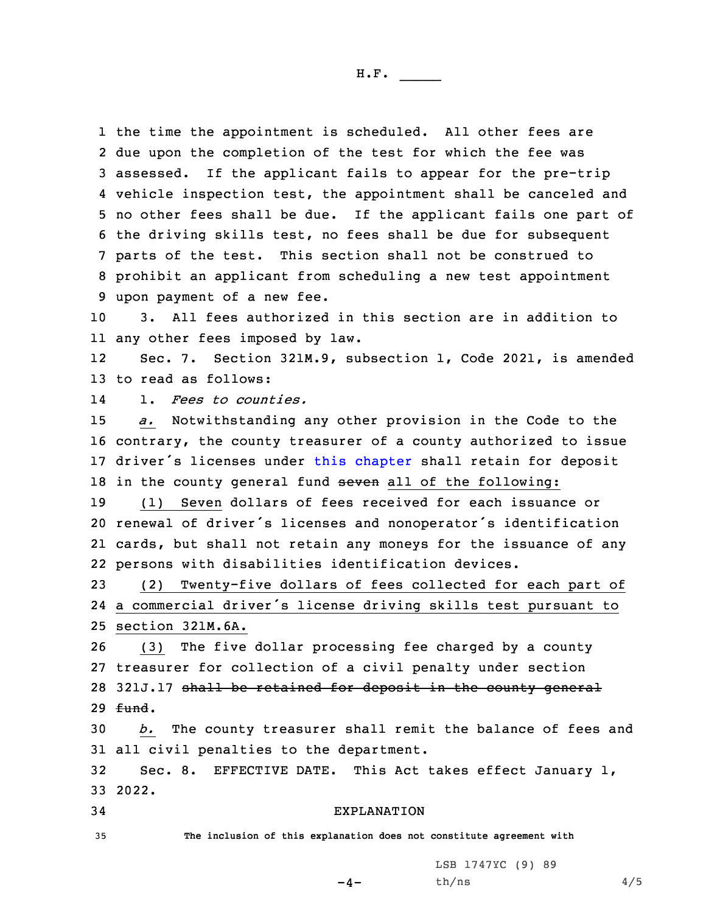the time the appointment is scheduled. All other fees are due upon the completion of the test for which the fee was assessed. If the applicant fails to appear for the pre-trip vehicle inspection test, the appointment shall be canceled and no other fees shall be due. If the applicant fails one part of the driving skills test, no fees shall be due for subsequent parts of the test. This section shall not be construed to prohibit an applicant from scheduling a new test appointment upon payment of a new fee.

3. All fees authorized in this section are in addition to any other fees imposed by law.

Sec. 7. Section 321M.9, subsection 1, Code 2021, is amended to read as follows:

1. *Fees to counties.*

*a.* Notwithstanding any other provision in the Code to the contrary, the county treasurer of a county authorized to issue driver's licenses under this chapter shall retain for deposit in the county general fund ~~seven~~ all of the following:

(1) Seven dollars of fees received for each issuance or renewal of driver's licenses and nonoperator's identification cards, but shall not retain any moneys for the issuance of any persons with disabilities identification devices.

(2) Twenty-five dollars of fees collected for each part of a commercial driver's license driving skills test pursuant to section 321M.6A.

(3) The five dollar processing fee charged by a county treasurer for collection of a civil penalty under section 321J.17 ~~shall be retained for deposit in the county general fund~~.

*b.* The county treasurer shall remit the balance of fees and all civil penalties to the department.

Sec. 8. EFFECTIVE DATE. This Act takes effect January 1, 2022.

EXPLANATION

The inclusion of this explanation does not constitute agreement with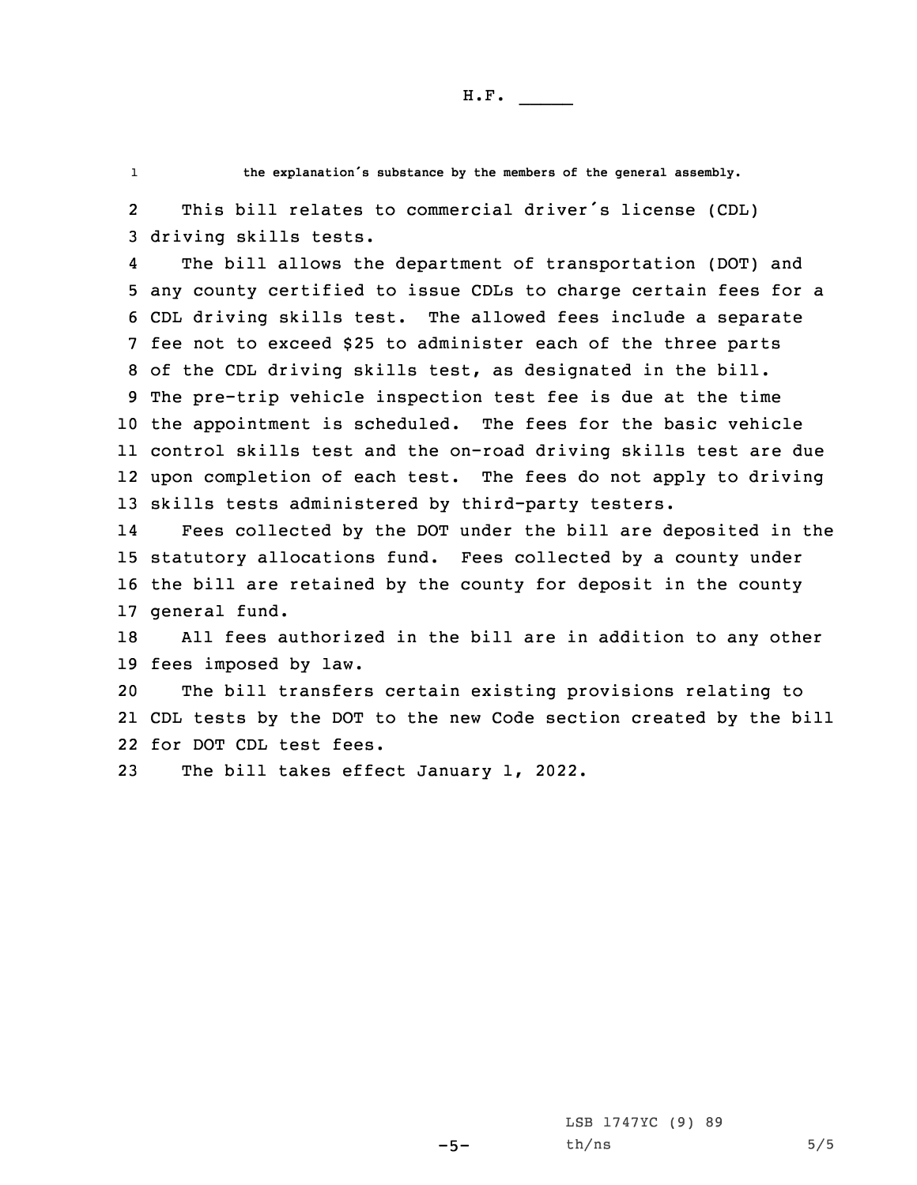the explanation's substance by the members of the general assembly.

This bill relates to commercial driver's license (CDL) driving skills tests.

The bill allows the department of transportation (DOT) and any county certified to issue CDLs to charge certain fees for a CDL driving skills test. The allowed fees include a separate fee not to exceed $25 to administer each of the three parts of the CDL driving skills test, as designated in the bill. The pre-trip vehicle inspection test fee is due at the time the appointment is scheduled. The fees for the basic vehicle control skills test and the on-road driving skills test are due upon completion of each test. The fees do not apply to driving skills tests administered by third-party testers.

Fees collected by the DOT under the bill are deposited in the statutory allocations fund. Fees collected by a county under the bill are retained by the county for deposit in the county general fund.

All fees authorized in the bill are in addition to any other fees imposed by law.

The bill transfers certain existing provisions relating to CDL tests by the DOT to the new Code section created by the bill for DOT CDL test fees.

The bill takes effect January 1, 2022.

LSB 1747YC (9) 89
th/ns